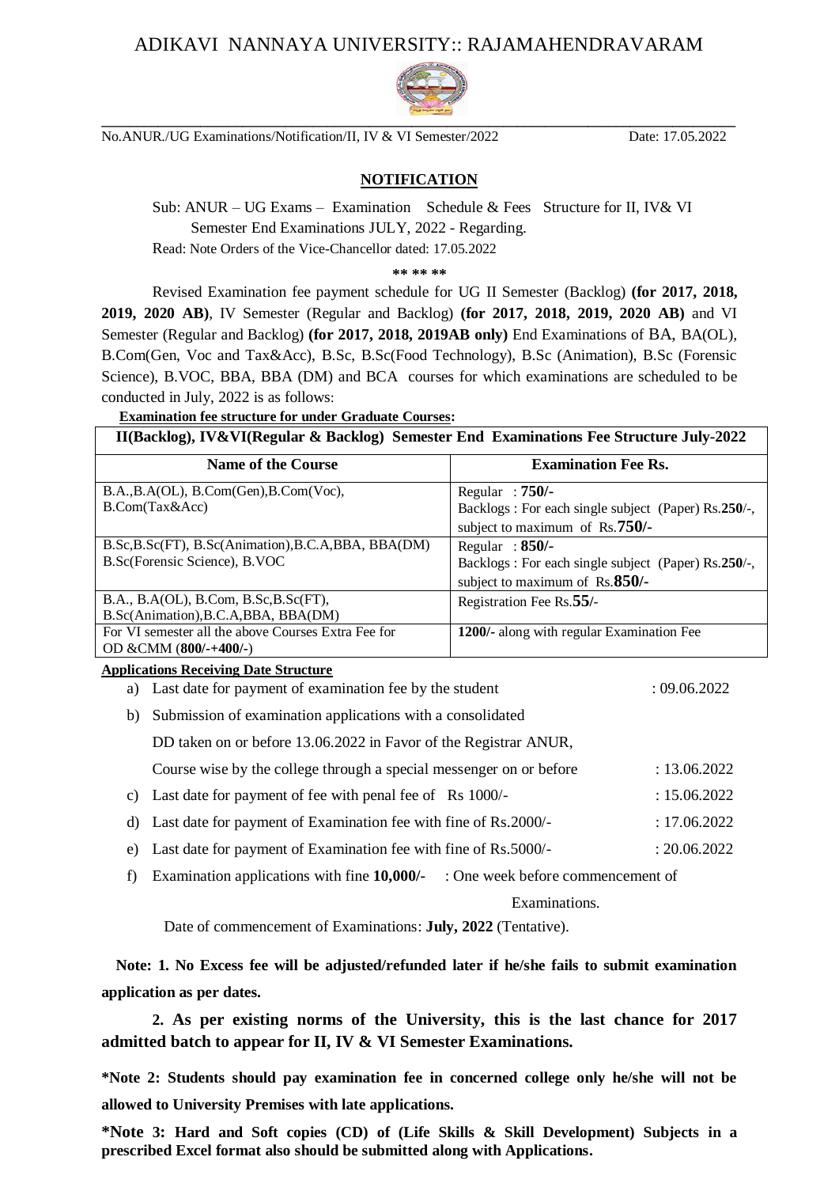# ADIKAVI NANNAYA UNIVERSITY:: RAJAMAHENDRAVARAM

No.ANUR./UG Examinations/Notification/II, IV & VI Semester/2022 Date: 17.05.2022

## NOTIFICATION

Sub: ANUR – UG Exams – Examination Schedule & Fees Structure for II, IV& VI Semester End Examinations JULY, 2022 - Regarding.

Read: Note Orders of the Vice-Chancellor dated: 17.05.2022

\*\* \*\* \*\*

Revised Examination fee payment schedule for UG II Semester (Backlog) **(for 2017, 2018, 2019, 2020 AB)**, IV Semester (Regular and Backlog) **(for 2017, 2018, 2019, 2020 AB)** and VI Semester (Regular and Backlog) **(for 2017, 2018, 2019AB only)** End Examinations of BA, BA(OL), B.Com(Gen, Voc and Tax&Acc), B.Sc, B.Sc(Food Technology), B.Sc (Animation), B.Sc (Forensic Science), B.VOC, BBA, BBA (DM) and BCA courses for which examinations are scheduled to be conducted in July, 2022 is as follows:

**Examination fee structure for under Graduate Courses:**

| II(Backlog), IV&VI(Regular & Backlog) Semester End Examinations Fee Structure July-2022 | |
|---|---|
| **Name of the Course** | **Examination Fee Rs.** |
| B.A.,B.A(OL), B.Com(Gen),B.Com(Voc), B.Com(Tax&Acc) | Regular : **750/-**<br>Backlogs : For each single subject (Paper) Rs.**250**/-, subject to maximum of Rs.**750/-** |
| B.Sc,B.Sc(FT), B.Sc(Animation),B.C.A,BBA, BBA(DM) B.Sc(Forensic Science), B.VOC | Regular : **850/-**<br>Backlogs : For each single subject (Paper) Rs.**250**/-, subject to maximum of Rs.**850/-** |
| B.A., B.A(OL), B.Com, B.Sc,B.Sc(FT), B.Sc(Animation),B.C.A,BBA, BBA(DM) | Registration Fee Rs.**55**/- |
| For VI semester all the above Courses Extra Fee for OD &CMM (**800/-+400/-**) | **1200/-** along with regular Examination Fee |

**Applications Receiving Date Structure**

a) Last date for payment of examination fee by the student : 09.06.2022

b) Submission of examination applications with a consolidated DD taken on or before 13.06.2022 in Favor of the Registrar ANUR, Course wise by the college through a special messenger on or before : 13.06.2022

c) Last date for payment of fee with penal fee of Rs 1000/- : 15.06.2022

d) Last date for payment of Examination fee with fine of Rs.2000/- : 17.06.2022

e) Last date for payment of Examination fee with fine of Rs.5000/- : 20.06.2022

f) Examination applications with fine **10,000/-** : One week before commencement of Examinations.

Date of commencement of Examinations: **July, 2022** (Tentative).

**Note: 1. No Excess fee will be adjusted/refunded later if he/she fails to submit examination application as per dates.**

**2. As per existing norms of the University, this is the last chance for 2017 admitted batch to appear for II, IV & VI Semester Examinations.**

**\*Note 2: Students should pay examination fee in concerned college only he/she will not be allowed to University Premises with late applications.**

**\*Note 3: Hard and Soft copies (CD) of (Life Skills & Skill Development) Subjects in a prescribed Excel format also should be submitted along with Applications.**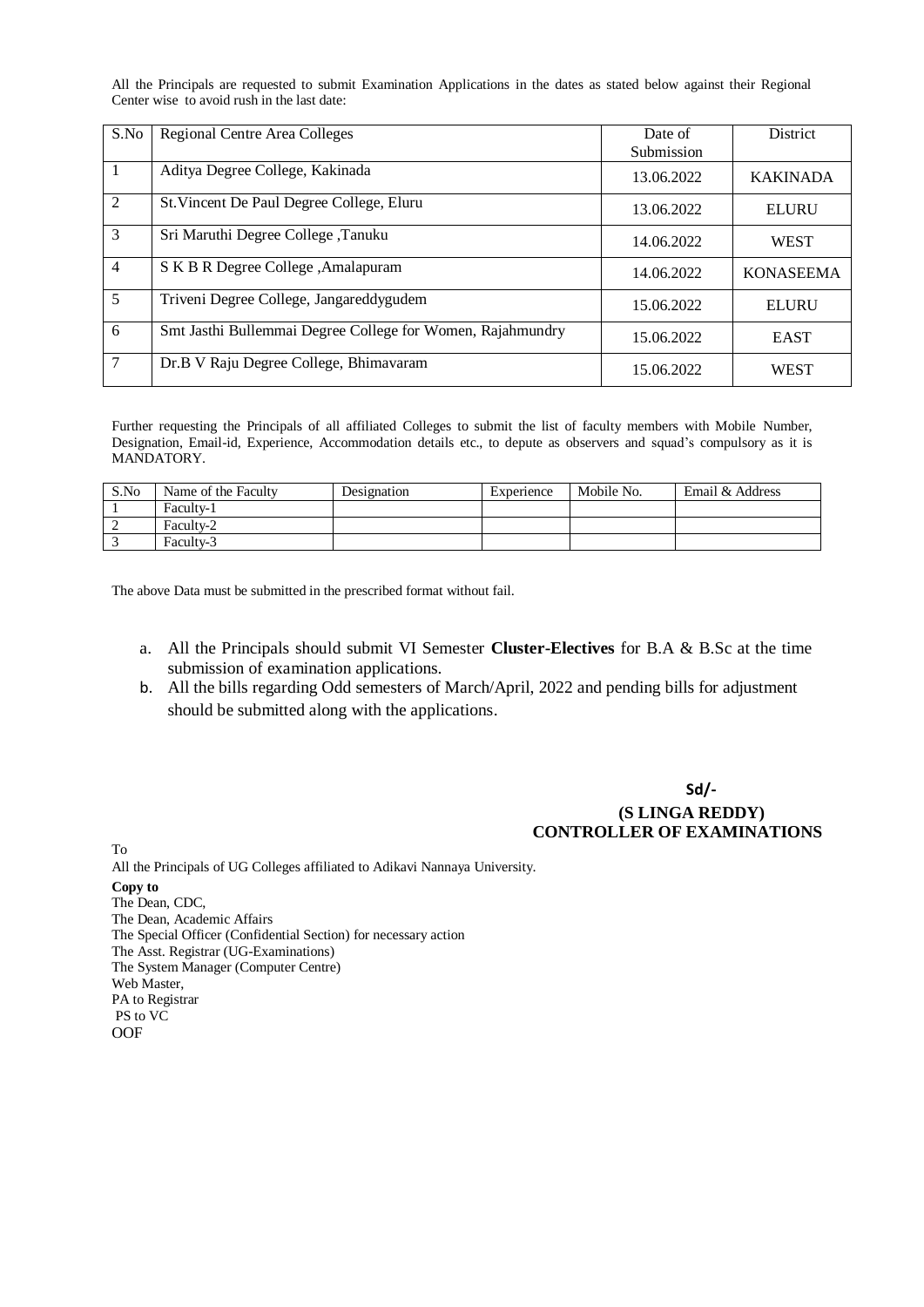All the Principals are requested to submit Examination Applications in the dates as stated below against their Regional Center wise to avoid rush in the last date:

| S.No | Regional Centre Area Colleges | Date of Submission | District |
|---|---|---|---|
| 1 | Aditya Degree College, Kakinada | 13.06.2022 | KAKINADA |
| 2 | St.Vincent De Paul Degree College, Eluru | 13.06.2022 | ELURU |
| 3 | Sri Maruthi Degree College ,Tanuku | 14.06.2022 | WEST |
| 4 | S K B R Degree College ,Amalapuram | 14.06.2022 | KONASEEMA |
| 5 | Triveni Degree College, Jangareddygudem | 15.06.2022 | ELURU |
| 6 | Smt Jasthi Bullemmai Degree College for Women, Rajahmundry | 15.06.2022 | EAST |
| 7 | Dr.B V Raju Degree College, Bhimavaram | 15.06.2022 | WEST |

Further requesting the Principals of all affiliated Colleges to submit the list of faculty members with Mobile Number, Designation, Email-id, Experience, Accommodation details etc., to depute as observers and squad's compulsory as it is MANDATORY.

| S.No | Name of the Faculty | Designation | Experience | Mobile No. | Email & Address |
|---|---|---|---|---|---|
| 1 | Faculty-1 | | | | |
| 2 | Faculty-2 | | | | |
| 3 | Faculty-3 | | | | |

The above Data must be submitted in the prescribed format without fail.

a. All the Principals should submit VI Semester **Cluster-Electives** for B.A & B.Sc at the time submission of examination applications.
b. All the bills regarding Odd semesters of March/April, 2022 and pending bills for adjustment should be submitted along with the applications.

**Sd/-**
**(S LINGA REDDY)**
**CONTROLLER OF EXAMINATIONS**

To
All the Principals of UG Colleges affiliated to Adikavi Nannaya University.

**Copy to**
The Dean, CDC,
The Dean, Academic Affairs
The Special Officer (Confidential Section) for necessary action
The Asst. Registrar (UG-Examinations)
The System Manager (Computer Centre)
Web Master,
PA to Registrar
PS to VC
OOF